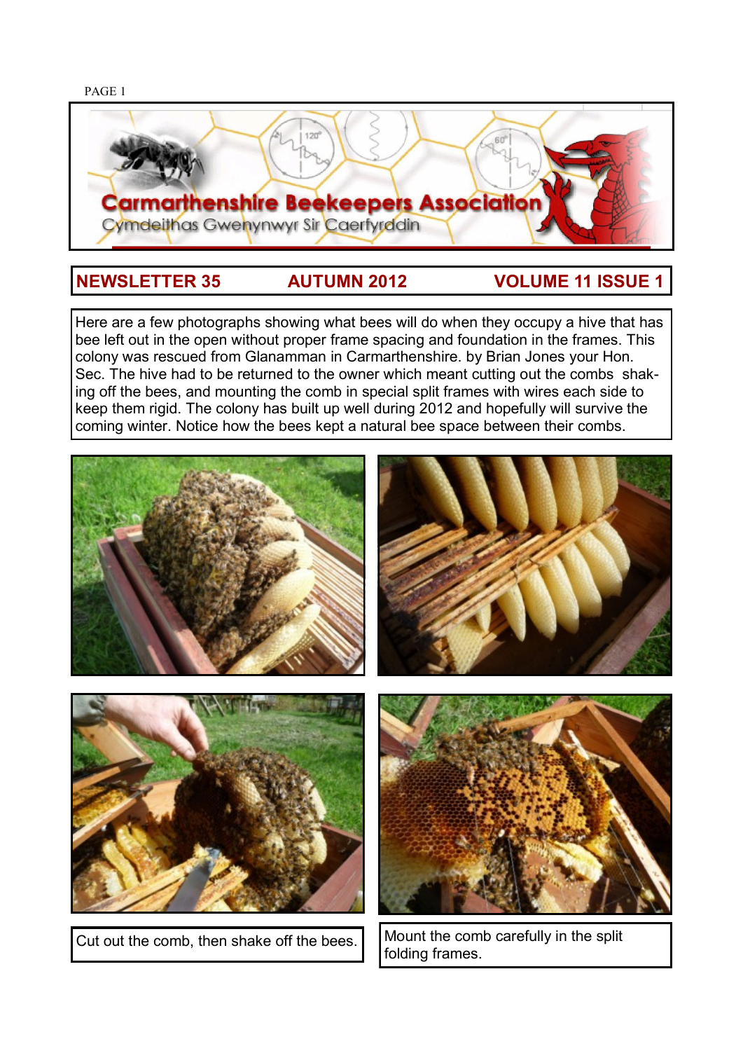# Carmarthenshire Beekeepers Association

Cymdeithas Gwenynwyr Sir Caerfyrddin

## NEWSLETTER 35 — AUTUMN 2012 — VOLUME 11 ISSUE 1

Here are a few photographs showing what bees will do when they occupy a hive that has bee left out in the open without proper frame spacing and foundation in the frames. This colony was rescued from Glanamman in Carmarthenshire. by Brian Jones your Hon. Sec. The hive had to be returned to the owner which meant cutting out the combs shaking off the bees, and mounting the comb in special split frames with wires each side to keep them rigid. The colony has built up well during 2012 and hopefully will survive the coming winter. Notice how the bees kept a natural bee space between their combs.

Cut out the comb, then shake off the bees.

Mount the comb carefully in the split folding frames.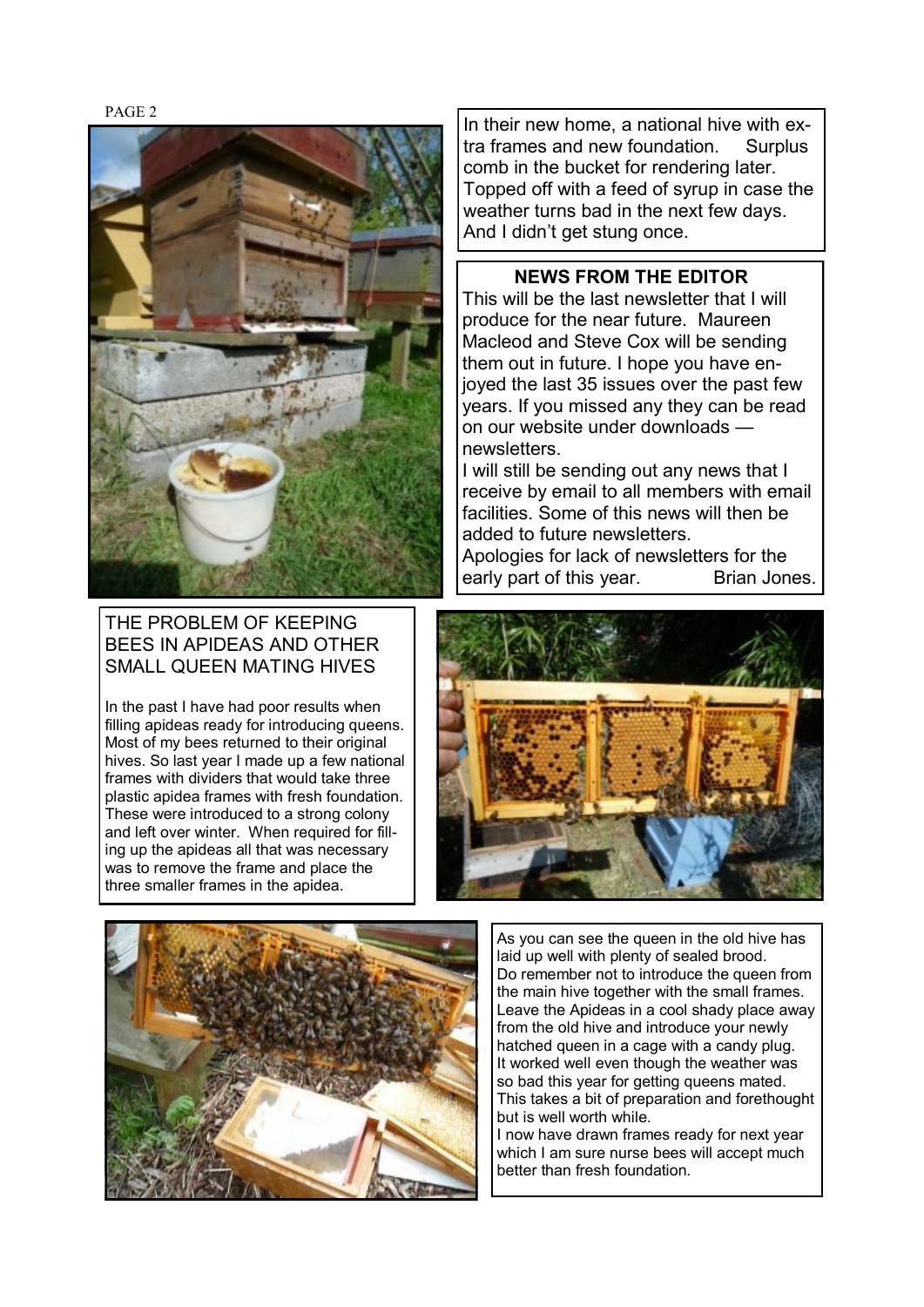In their new home, a national hive with extra frames and new foundation. Surplus comb in the bucket for rendering later. Topped off with a feed of syrup in case the weather turns bad in the next few days. And I didn't get stung once.

## NEWS FROM THE EDITOR

This will be the last newsletter that I will produce for the near future. Maureen Macleod and Steve Cox will be sending them out in future. I hope you have enjoyed the last 35 issues over the past few years. If you missed any they can be read on our website under downloads — newsletters.

I will still be sending out any news that I receive by email to all members with email facilities. Some of this news will then be added to future newsletters.

Apologies for lack of newsletters for the early part of this year. Brian Jones.

## THE PROBLEM OF KEEPING BEES IN APIDEAS AND OTHER SMALL QUEEN MATING HIVES

In the past I have had poor results when filling apideas ready for introducing queens. Most of my bees returned to their original hives. So last year I made up a few national frames with dividers that would take three plastic apidea frames with fresh foundation. These were introduced to a strong colony and left over winter. When required for filling up the apideas all that was necessary was to remove the frame and place the three smaller frames in the apidea.

As you can see the queen in the old hive has laid up well with plenty of sealed brood. Do remember not to introduce the queen from the main hive together with the small frames. Leave the Apideas in a cool shady place away from the old hive and introduce your newly hatched queen in a cage with a candy plug. It worked well even though the weather was so bad this year for getting queens mated. This takes a bit of preparation and forethought but is well worth while.

I now have drawn frames ready for next year which I am sure nurse bees will accept much better than fresh foundation.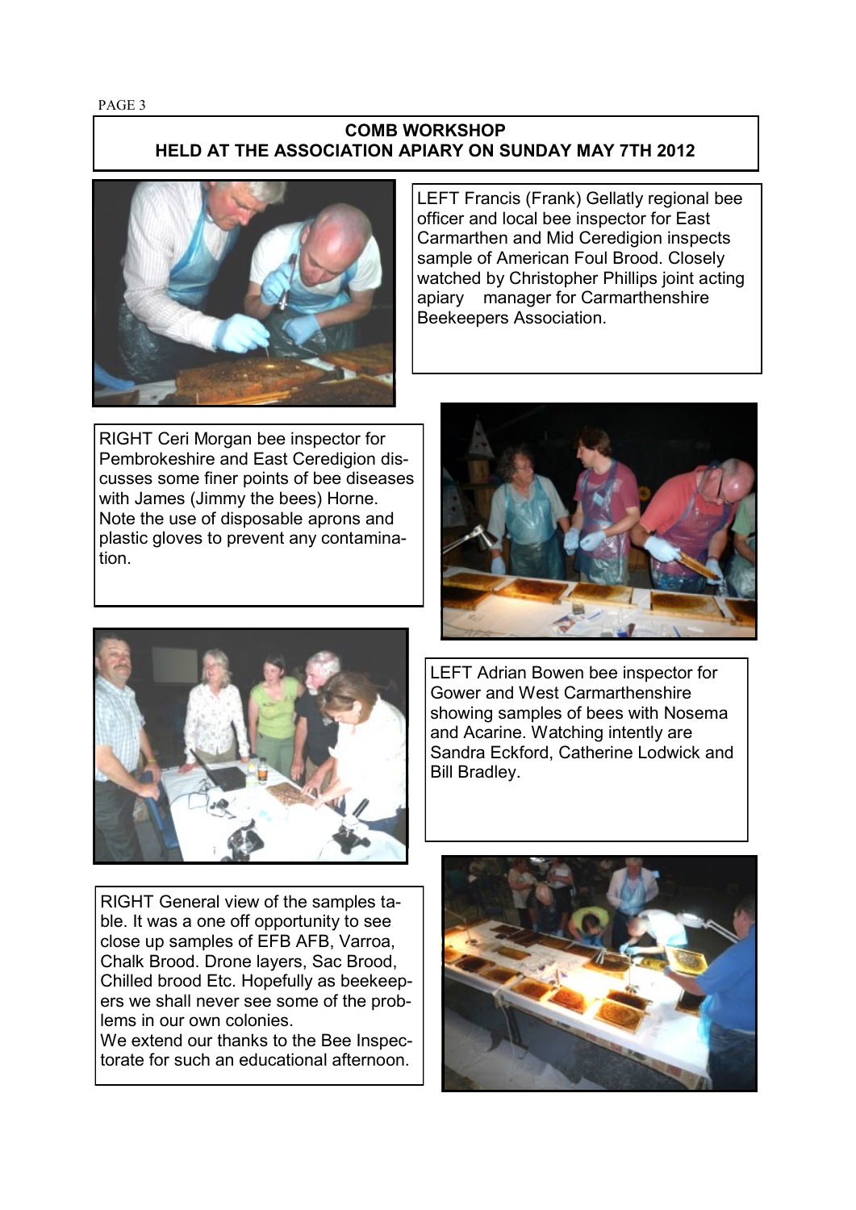## COMB WORKSHOP
## HELD AT THE ASSOCIATION APIARY ON SUNDAY MAY 7TH 2012

LEFT Francis (Frank) Gellatly regional bee officer and local bee inspector for East Carmarthen and Mid Ceredigion inspects sample of American Foul Brood. Closely watched by Christopher Phillips joint acting apiary manager for Carmarthenshire Beekeepers Association.

RIGHT Ceri Morgan bee inspector for Pembrokeshire and East Ceredigion discusses some finer points of bee diseases with James (Jimmy the bees) Horne. Note the use of disposable aprons and plastic gloves to prevent any contamination.

LEFT Adrian Bowen bee inspector for Gower and West Carmarthenshire showing samples of bees with Nosema and Acarine. Watching intently are Sandra Eckford, Catherine Lodwick and Bill Bradley.

RIGHT General view of the samples table. It was a one off opportunity to see close up samples of EFB AFB, Varroa, Chalk Brood. Drone layers, Sac Brood, Chilled brood Etc. Hopefully as beekeepers we shall never see some of the problems in our own colonies.

We extend our thanks to the Bee Inspectorate for such an educational afternoon.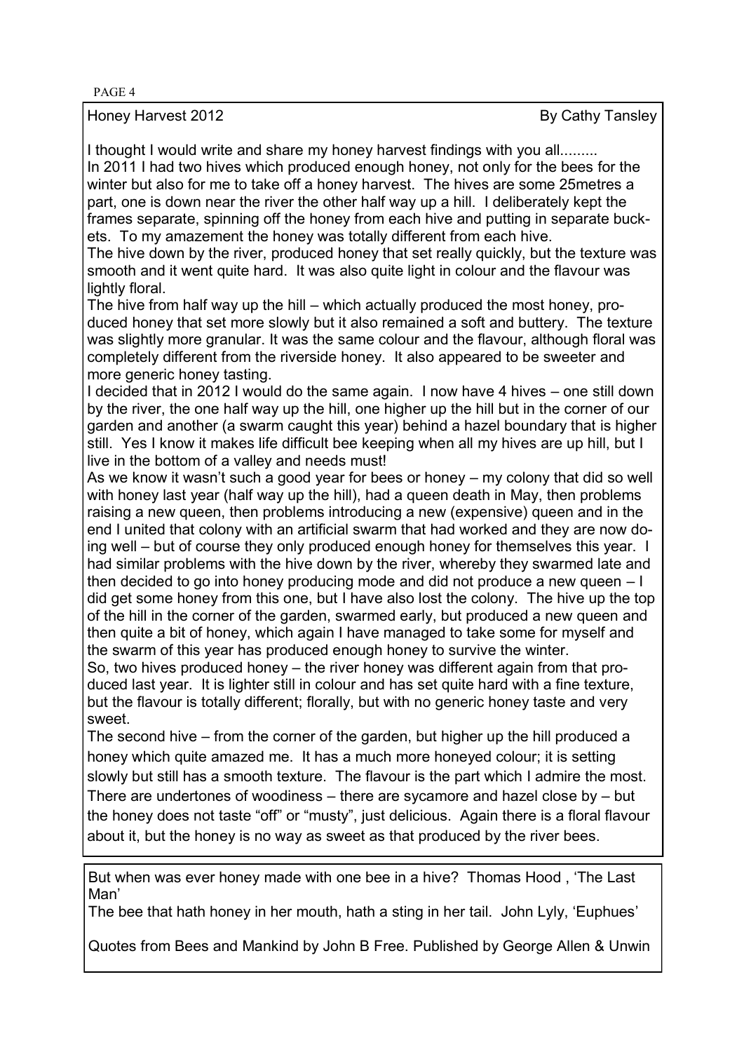## Honey Harvest 2012

By Cathy Tansley

I thought I would write and share my honey harvest findings with you all.........

In 2011 I had two hives which produced enough honey, not only for the bees for the winter but also for me to take off a honey harvest. The hives are some 25metres a part, one is down near the river the other half way up a hill. I deliberately kept the frames separate, spinning off the honey from each hive and putting in separate buckets. To my amazement the honey was totally different from each hive.

The hive down by the river, produced honey that set really quickly, but the texture was smooth and it went quite hard. It was also quite light in colour and the flavour was lightly floral.

The hive from half way up the hill – which actually produced the most honey, produced honey that set more slowly but it also remained a soft and buttery. The texture was slightly more granular. It was the same colour and the flavour, although floral was completely different from the riverside honey. It also appeared to be sweeter and more generic honey tasting.

I decided that in 2012 I would do the same again. I now have 4 hives – one still down by the river, the one half way up the hill, one higher up the hill but in the corner of our garden and another (a swarm caught this year) behind a hazel boundary that is higher still. Yes I know it makes life difficult bee keeping when all my hives are up hill, but I live in the bottom of a valley and needs must!

As we know it wasn't such a good year for bees or honey – my colony that did so well with honey last year (half way up the hill), had a queen death in May, then problems raising a new queen, then problems introducing a new (expensive) queen and in the end I united that colony with an artificial swarm that had worked and they are now doing well – but of course they only produced enough honey for themselves this year. I had similar problems with the hive down by the river, whereby they swarmed late and then decided to go into honey producing mode and did not produce a new queen – I did get some honey from this one, but I have also lost the colony. The hive up the top of the hill in the corner of the garden, swarmed early, but produced a new queen and then quite a bit of honey, which again I have managed to take some for myself and the swarm of this year has produced enough honey to survive the winter.

So, two hives produced honey – the river honey was different again from that produced last year. It is lighter still in colour and has set quite hard with a fine texture, but the flavour is totally different; florally, but with no generic honey taste and very sweet.

The second hive – from the corner of the garden, but higher up the hill produced a honey which quite amazed me. It has a much more honeyed colour; it is setting slowly but still has a smooth texture. The flavour is the part which I admire the most. There are undertones of woodiness – there are sycamore and hazel close by – but the honey does not taste "off" or "musty", just delicious. Again there is a floral flavour about it, but the honey is no way as sweet as that produced by the river bees.

---

But when was ever honey made with one bee in a hive? Thomas Hood , 'The Last Man'

The bee that hath honey in her mouth, hath a sting in her tail. John Lyly, 'Euphues'

Quotes from Bees and Mankind by John B Free. Published by George Allen & Unwin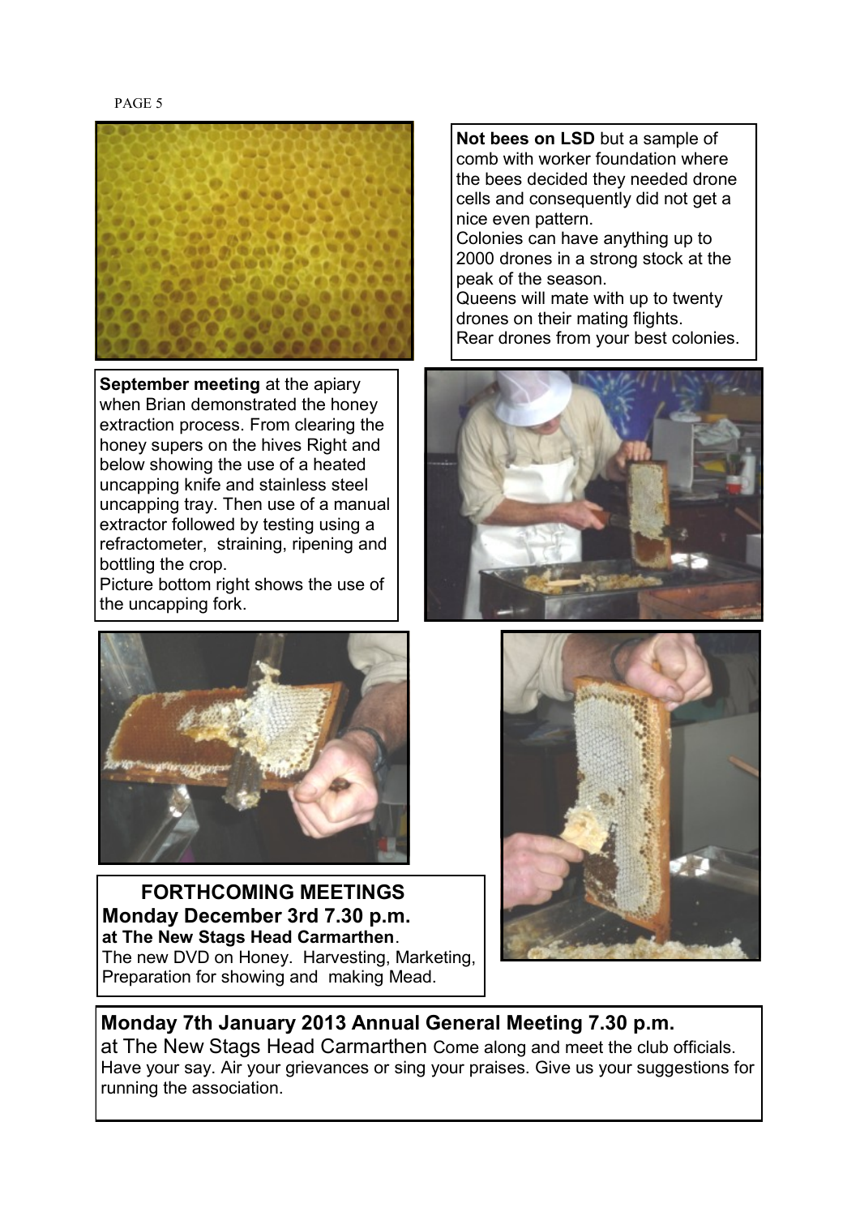**Not bees on LSD** but a sample of comb with worker foundation where the bees decided they needed drone cells and consequently did not get a nice even pattern.
Colonies can have anything up to 2000 drones in a strong stock at the peak of the season.
Queens will mate with up to twenty drones on their mating flights.
Rear drones from your best colonies.

**September meeting** at the apiary when Brian demonstrated the honey extraction process. From clearing the honey supers on the hives Right and below showing the use of a heated uncapping knife and stainless steel uncapping tray. Then use of a manual extractor followed by testing using a refractometer, straining, ripening and bottling the crop.
Picture bottom right shows the use of the uncapping fork.

## FORTHCOMING MEETINGS

**Monday December 3rd 7.30 p.m.**
**at The New Stags Head Carmarthen**.
The new DVD on Honey. Harvesting, Marketing, Preparation for showing and making Mead.

**Monday 7th January 2013 Annual General Meeting 7.30 p.m.**
at The New Stags Head Carmarthen Come along and meet the club officials. Have your say. Air your grievances or sing your praises. Give us your suggestions for running the association.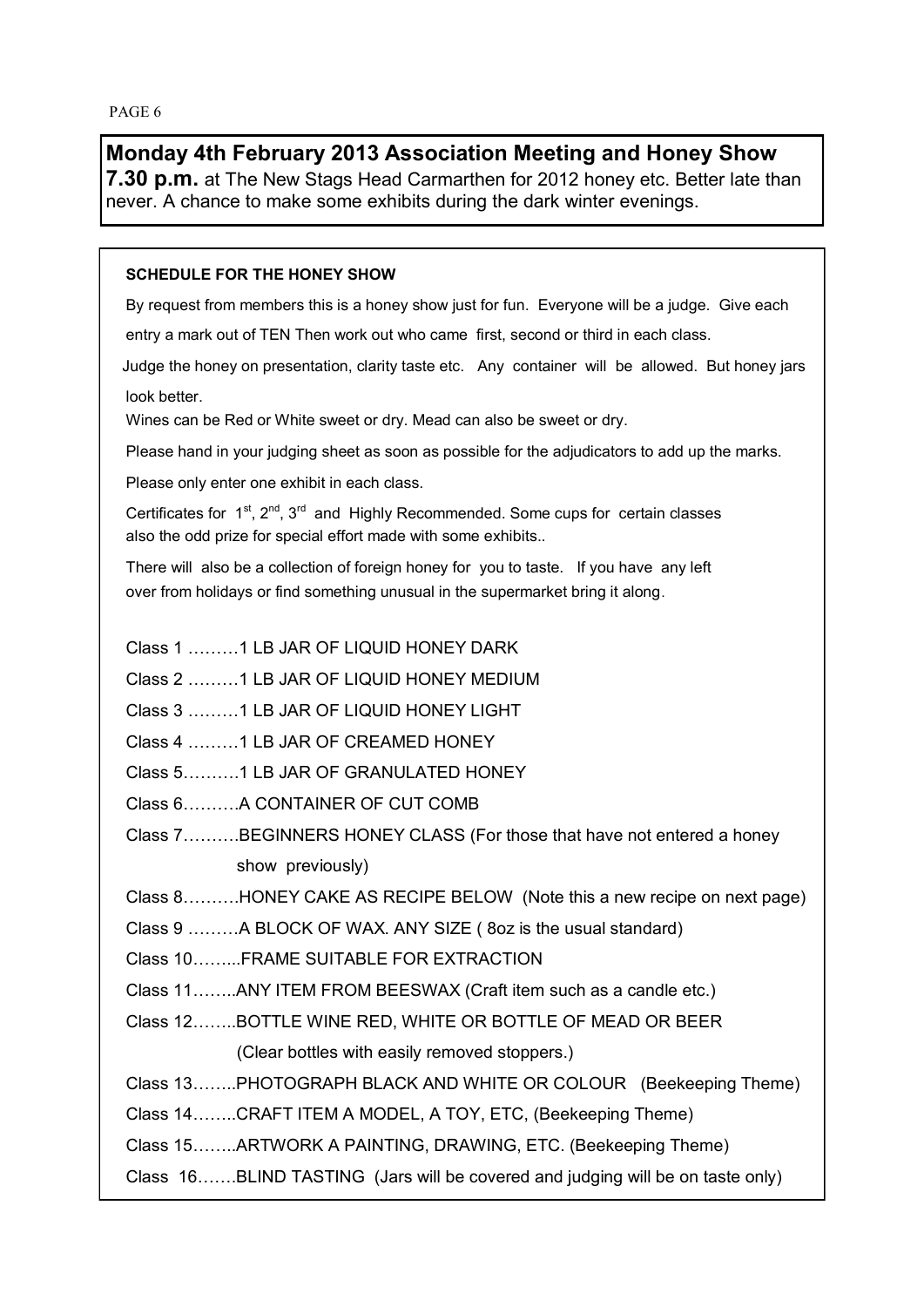## Monday 4th February 2013 Association Meeting and Honey Show

**7.30 p.m.** at The New Stags Head Carmarthen for 2012 honey etc. Better late than never. A chance to make some exhibits during the dark winter evenings.

**SCHEDULE FOR THE HONEY SHOW**

By request from members this is a honey show just for fun. Everyone will be a judge. Give each entry a mark out of TEN Then work out who came first, second or third in each class.

Judge the honey on presentation, clarity taste etc. Any container will be allowed. But honey jars look better.

Wines can be Red or White sweet or dry. Mead can also be sweet or dry.

Please hand in your judging sheet as soon as possible for the adjudicators to add up the marks.

Please only enter one exhibit in each class.

Certificates for 1st, 2nd, 3rd and Highly Recommended. Some cups for certain classes also the odd prize for special effort made with some exhibits..

There will also be a collection of foreign honey for you to taste. If you have any left over from holidays or find something unusual in the supermarket bring it along.

Class 1 ………1 LB JAR OF LIQUID HONEY DARK

Class 2 ………1 LB JAR OF LIQUID HONEY MEDIUM

Class 3 ………1 LB JAR OF LIQUID HONEY LIGHT

Class 4 ………1 LB JAR OF CREAMED HONEY

Class 5……….1 LB JAR OF GRANULATED HONEY

Class 6……….A CONTAINER OF CUT COMB

Class 7……….BEGINNERS HONEY CLASS (For those that have not entered a honey show previously)

Class 8……….HONEY CAKE AS RECIPE BELOW (Note this a new recipe on next page)

Class 9 ………A BLOCK OF WAX. ANY SIZE ( 8oz is the usual standard)

Class 10……...FRAME SUITABLE FOR EXTRACTION

Class 11……..ANY ITEM FROM BEESWAX (Craft item such as a candle etc.)

Class 12……..BOTTLE WINE RED, WHITE OR BOTTLE OF MEAD OR BEER (Clear bottles with easily removed stoppers.)

Class 13……..PHOTOGRAPH BLACK AND WHITE OR COLOUR (Beekeeping Theme)

Class 14……..CRAFT ITEM A MODEL, A TOY, ETC, (Beekeeping Theme)

Class 15……..ARTWORK A PAINTING, DRAWING, ETC. (Beekeeping Theme)

Class 16…….BLIND TASTING (Jars will be covered and judging will be on taste only)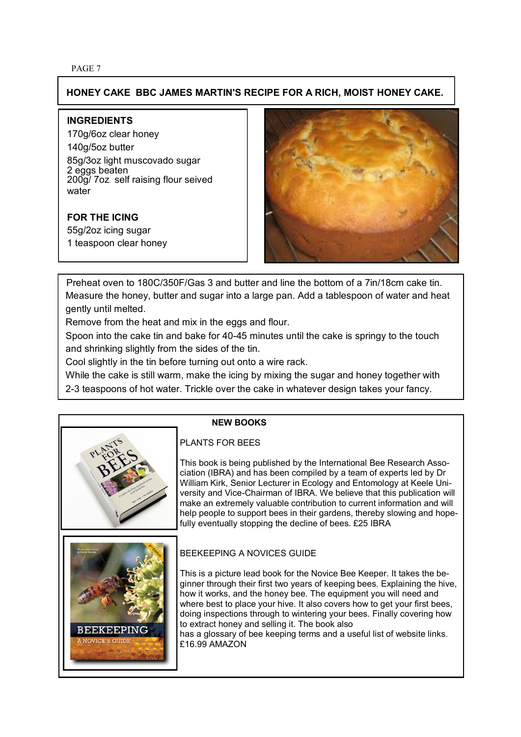## HONEY CAKE BBC JAMES MARTIN'S RECIPE FOR A RICH, MOIST HONEY CAKE.

**INGREDIENTS**

170g/6oz clear honey
140g/5oz butter
85g/3oz light muscovado sugar
2 eggs beaten
200g/ 7oz self raising flour seived
water

**FOR THE ICING**

55g/2oz icing sugar
1 teaspoon clear honey

Preheat oven to 180C/350F/Gas 3 and butter and line the bottom of a 7in/18cm cake tin. Measure the honey, butter and sugar into a large pan. Add a tablespoon of water and heat gently until melted.

Remove from the heat and mix in the eggs and flour.

Spoon into the cake tin and bake for 40-45 minutes until the cake is springy to the touch and shrinking slightly from the sides of the tin.

Cool slightly in the tin before turning out onto a wire rack.

While the cake is still warm, make the icing by mixing the sugar and honey together with 2-3 teaspoons of hot water. Trickle over the cake in whatever design takes your fancy.

## NEW BOOKS

### PLANTS FOR BEES

This book is being published by the International Bee Research Association (IBRA) and has been compiled by a team of experts led by Dr William Kirk, Senior Lecturer in Ecology and Entomology at Keele University and Vice-Chairman of IBRA. We believe that this publication will make an extremely valuable contribution to current information and will help people to support bees in their gardens, thereby slowing and hopefully eventually stopping the decline of bees. £25 IBRA

### BEEKEEPING A NOVICES GUIDE

This is a picture lead book for the Novice Bee Keeper. It takes the beginner through their first two years of keeping bees. Explaining the hive, how it works, and the honey bee. The equipment you will need and where best to place your hive. It also covers how to get your first bees, doing inspections through to wintering your bees. Finally covering how to extract honey and selling it. The book also has a glossary of bee keeping terms and a useful list of website links. £16.99 AMAZON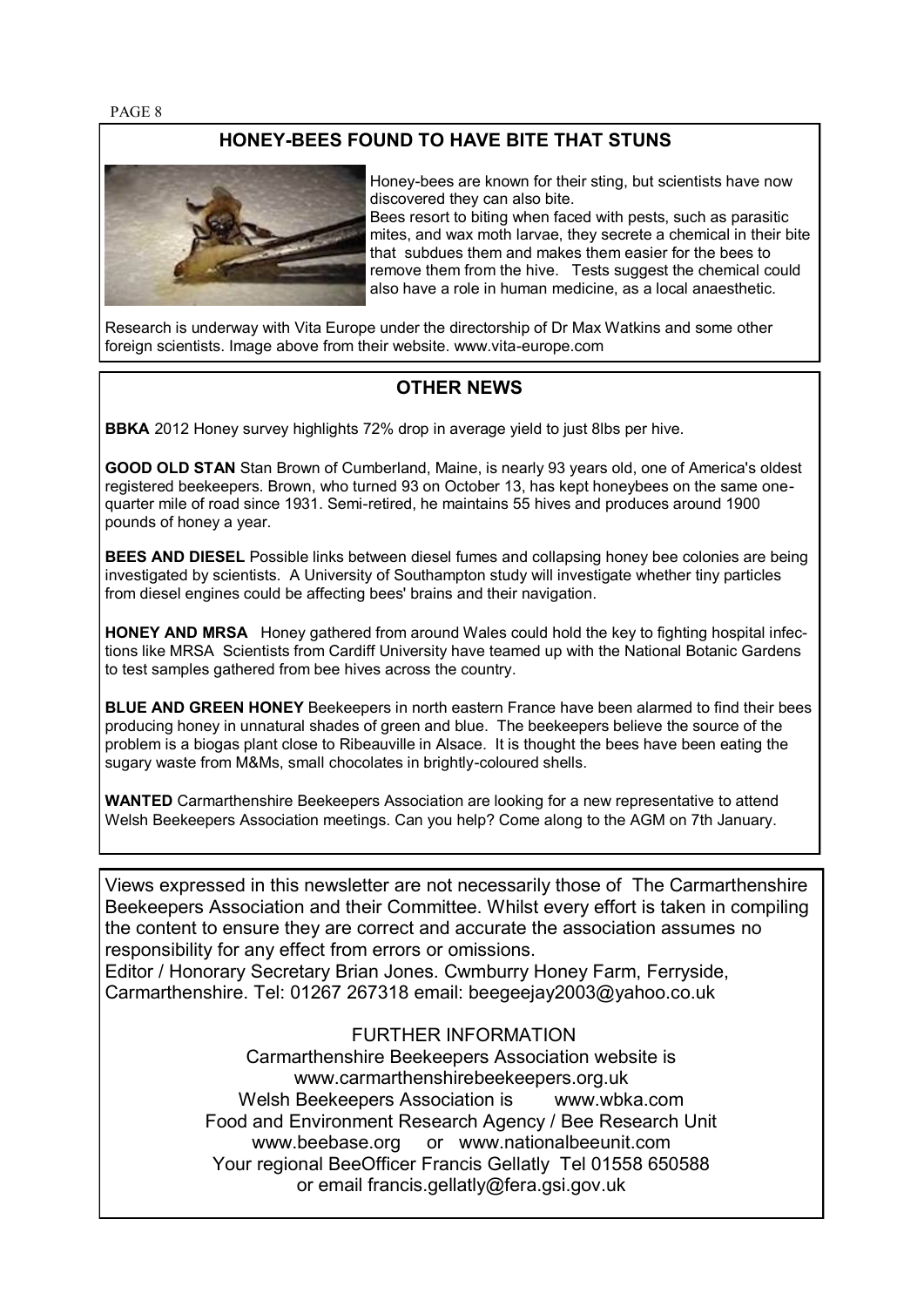## HONEY-BEES FOUND TO HAVE BITE THAT STUNS

Honey-bees are known for their sting, but scientists have now discovered they can also bite.

Bees resort to biting when faced with pests, such as parasitic mites, and wax moth larvae, they secrete a chemical in their bite that subdues them and makes them easier for the bees to remove them from the hive. Tests suggest the chemical could also have a role in human medicine, as a local anaesthetic.

Research is underway with Vita Europe under the directorship of Dr Max Watkins and some other foreign scientists. Image above from their website. www.vita-europe.com

## OTHER NEWS

**BBKA** 2012 Honey survey highlights 72% drop in average yield to just 8lbs per hive.

**GOOD OLD STAN** Stan Brown of Cumberland, Maine, is nearly 93 years old, one of America's oldest registered beekeepers. Brown, who turned 93 on October 13, has kept honeybees on the same one-quarter mile of road since 1931. Semi-retired, he maintains 55 hives and produces around 1900 pounds of honey a year.

**BEES AND DIESEL** Possible links between diesel fumes and collapsing honey bee colonies are being investigated by scientists. A University of Southampton study will investigate whether tiny particles from diesel engines could be affecting bees' brains and their navigation.

**HONEY AND MRSA** Honey gathered from around Wales could hold the key to fighting hospital infections like MRSA Scientists from Cardiff University have teamed up with the National Botanic Gardens to test samples gathered from bee hives across the country.

**BLUE AND GREEN HONEY** Beekeepers in north eastern France have been alarmed to find their bees producing honey in unnatural shades of green and blue. The beekeepers believe the source of the problem is a biogas plant close to Ribeauville in Alsace. It is thought the bees have been eating the sugary waste from M&Ms, small chocolates in brightly-coloured shells.

**WANTED** Carmarthenshire Beekeepers Association are looking for a new representative to attend Welsh Beekeepers Association meetings. Can you help? Come along to the AGM on 7th January.

Views expressed in this newsletter are not necessarily those of The Carmarthenshire Beekeepers Association and their Committee. Whilst every effort is taken in compiling the content to ensure they are correct and accurate the association assumes no responsibility for any effect from errors or omissions.

Editor / Honorary Secretary Brian Jones. Cwmburry Honey Farm, Ferryside, Carmarthenshire. Tel: 01267 267318 email: beegeejay2003@yahoo.co.uk

FURTHER INFORMATION

Carmarthenshire Beekeepers Association website is www.carmarthenshirebeekeepers.org.uk

Welsh Beekeepers Association is www.wbka.com

Food and Environment Research Agency / Bee Research Unit www.beebase.org or www.nationalbeeunit.com

Your regional BeeOfficer Francis Gellatly Tel 01558 650588 or email francis.gellatly@fera.gsi.gov.uk